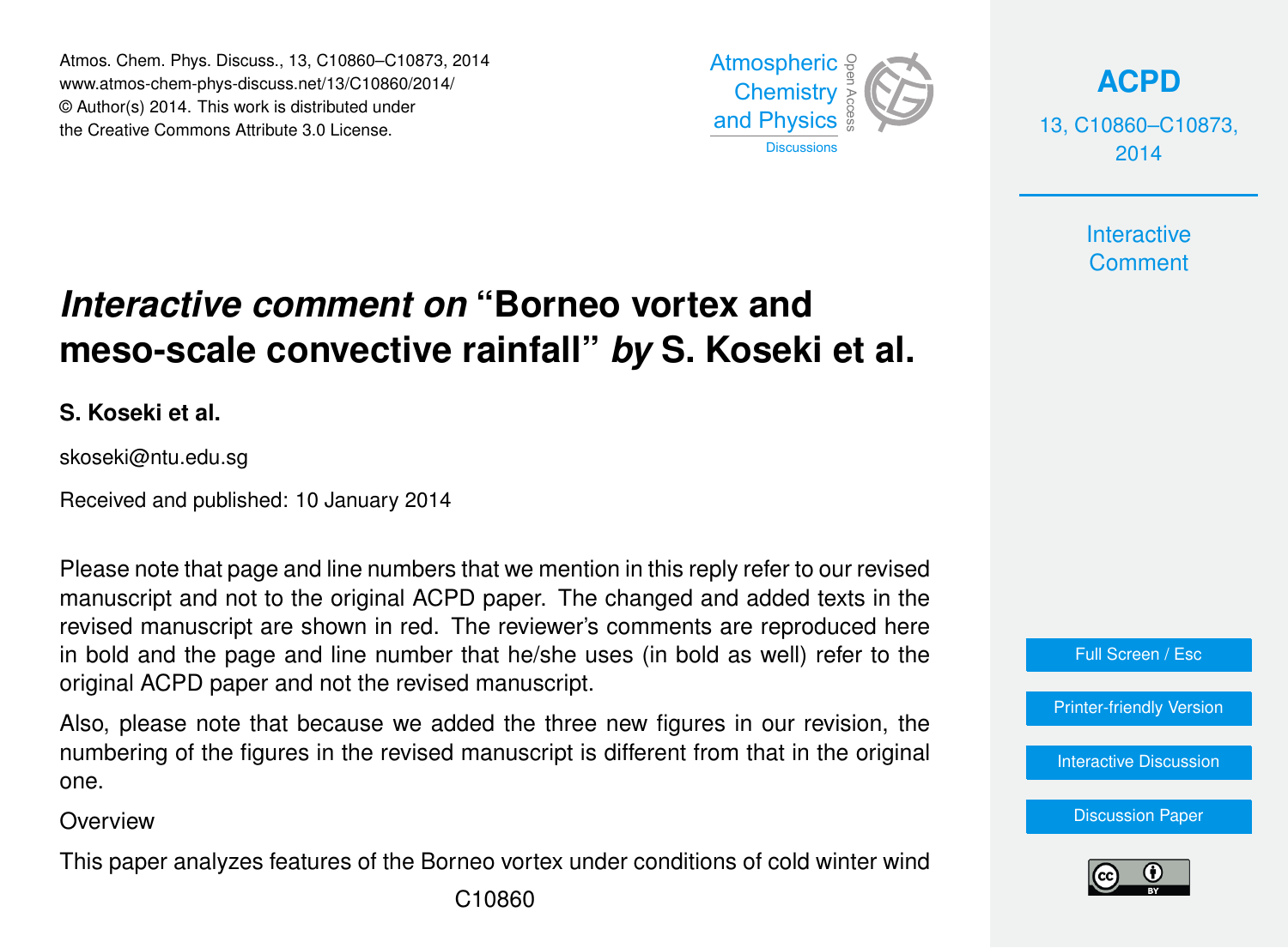# *Interactive comment on* "Borneo vortex and meso-scale convective rainfall" *by* S. Koseki et al.

**S. Koseki et al.**

skoseki@ntu.edu.sg

Received and published: 10 January 2014

Please note that page and line numbers that we mention in this reply refer to our revised manuscript and not to the original ACPD paper. The changed and added texts in the revised manuscript are shown in red. The reviewer's comments are reproduced here in bold and the page and line number that he/she uses (in bold as well) refer to the original ACPD paper and not the revised manuscript.

Also, please note that because we added the three new figures in our revision, the numbering of the figures in the revised manuscript is different from that in the original one.

Overview

This paper analyzes features of the Borneo vortex under conditions of cold winter wind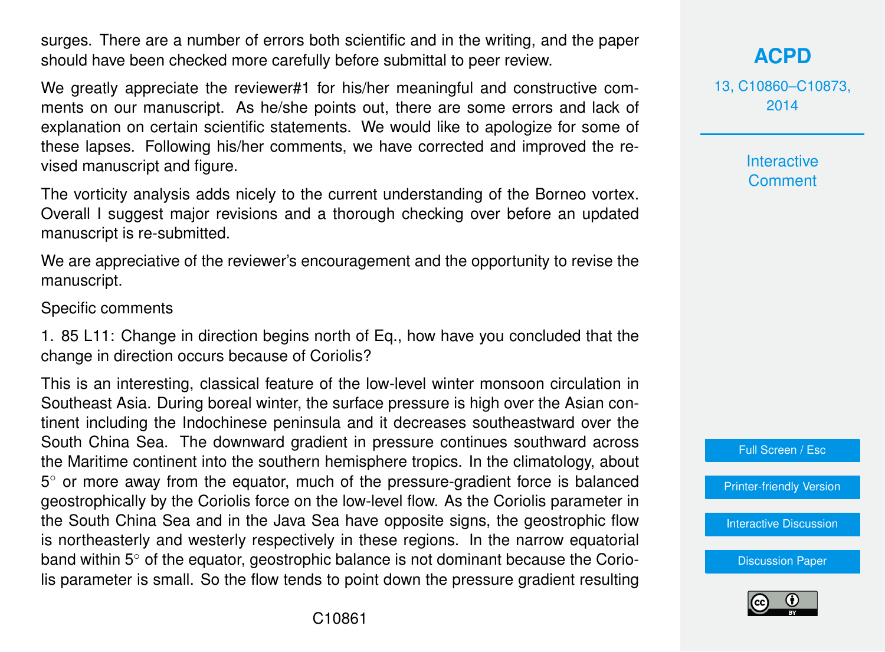surges. There are a number of errors both scientific and in the writing, and the paper should have been checked more carefully before submittal to peer review.

We greatly appreciate the reviewer#1 for his/her meaningful and constructive comments on our manuscript. As he/she points out, there are some errors and lack of explanation on certain scientific statements. We would like to apologize for some of these lapses. Following his/her comments, we have corrected and improved the revised manuscript and figure.

The vorticity analysis adds nicely to the current understanding of the Borneo vortex. Overall I suggest major revisions and a thorough checking over before an updated manuscript is re-submitted.

We are appreciative of the reviewer's encouragement and the opportunity to revise the manuscript.

Specific comments

1. 85 L11: Change in direction begins north of Eq., how have you concluded that the change in direction occurs because of Coriolis?

This is an interesting, classical feature of the low-level winter monsoon circulation in Southeast Asia. During boreal winter, the surface pressure is high over the Asian continent including the Indochinese peninsula and it decreases southeastward over the South China Sea. The downward gradient in pressure continues southward across the Maritime continent into the southern hemisphere tropics. In the climatology, about 5° or more away from the equator, much of the pressure-gradient force is balanced geostrophically by the Coriolis force on the low-level flow. As the Coriolis parameter in the South China Sea and in the Java Sea have opposite signs, the geostrophic flow is northeasterly and westerly respectively in these regions. In the narrow equatorial band within 5° of the equator, geostrophic balance is not dominant because the Coriolis parameter is small. So the flow tends to point down the pressure gradient resulting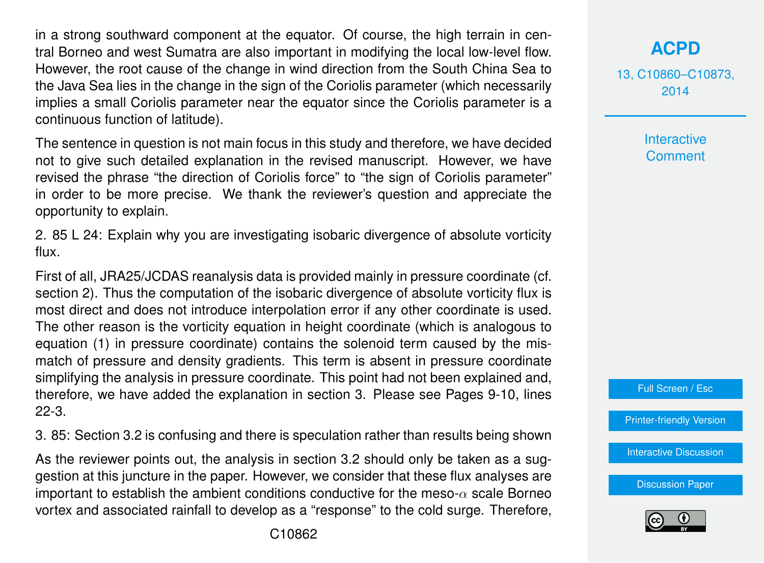in a strong southward component at the equator. Of course, the high terrain in central Borneo and west Sumatra are also important in modifying the local low-level flow. However, the root cause of the change in wind direction from the South China Sea to the Java Sea lies in the change in the sign of the Coriolis parameter (which necessarily implies a small Coriolis parameter near the equator since the Coriolis parameter is a continuous function of latitude).

The sentence in question is not main focus in this study and therefore, we have decided not to give such detailed explanation in the revised manuscript. However, we have revised the phrase "the direction of Coriolis force" to "the sign of Coriolis parameter" in order to be more precise. We thank the reviewer's question and appreciate the opportunity to explain.

2. 85 L 24: Explain why you are investigating isobaric divergence of absolute vorticity flux.

First of all, JRA25/JCDAS reanalysis data is provided mainly in pressure coordinate (cf. section 2). Thus the computation of the isobaric divergence of absolute vorticity flux is most direct and does not introduce interpolation error if any other coordinate is used. The other reason is the vorticity equation in height coordinate (which is analogous to equation (1) in pressure coordinate) contains the solenoid term caused by the mismatch of pressure and density gradients. This term is absent in pressure coordinate simplifying the analysis in pressure coordinate. This point had not been explained and, therefore, we have added the explanation in section 3. Please see Pages 9-10, lines 22-3.

3. 85: Section 3.2 is confusing and there is speculation rather than results being shown

As the reviewer points out, the analysis in section 3.2 should only be taken as a suggestion at this juncture in the paper. However, we consider that these flux analyses are important to establish the ambient conditions conductive for the meso-$\alpha$ scale Borneo vortex and associated rainfall to develop as a "response" to the cold surge. Therefore,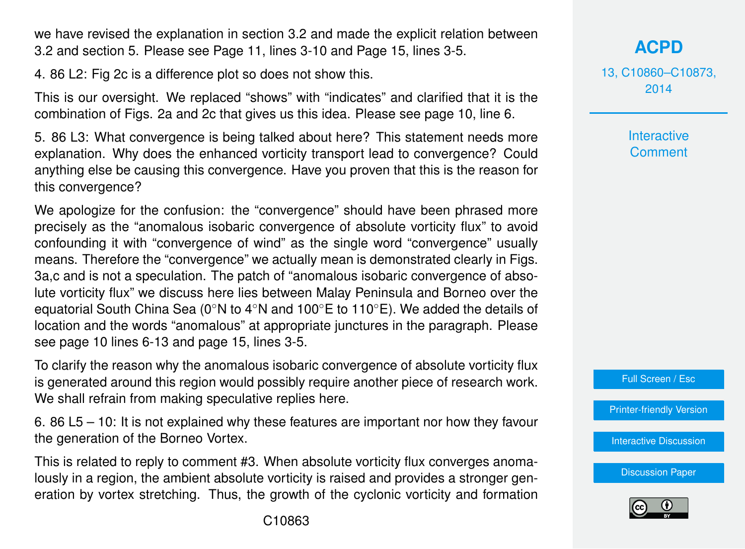we have revised the explanation in section 3.2 and made the explicit relation between 3.2 and section 5. Please see Page 11, lines 3-10 and Page 15, lines 3-5.

4. 86 L2: Fig 2c is a difference plot so does not show this.

This is our oversight. We replaced "shows" with "indicates" and clarified that it is the combination of Figs. 2a and 2c that gives us this idea. Please see page 10, line 6.

5. 86 L3: What convergence is being talked about here? This statement needs more explanation. Why does the enhanced vorticity transport lead to convergence? Could anything else be causing this convergence. Have you proven that this is the reason for this convergence?

We apologize for the confusion: the "convergence" should have been phrased more precisely as the "anomalous isobaric convergence of absolute vorticity flux" to avoid confounding it with "convergence of wind" as the single word "convergence" usually means. Therefore the "convergence" we actually mean is demonstrated clearly in Figs. 3a,c and is not a speculation. The patch of "anomalous isobaric convergence of absolute vorticity flux" we discuss here lies between Malay Peninsula and Borneo over the equatorial South China Sea (0°N to 4°N and 100°E to 110°E). We added the details of location and the words "anomalous" at appropriate junctures in the paragraph. Please see page 10 lines 6-13 and page 15, lines 3-5.

To clarify the reason why the anomalous isobaric convergence of absolute vorticity flux is generated around this region would possibly require another piece of research work. We shall refrain from making speculative replies here.

6. 86 L5 – 10: It is not explained why these features are important nor how they favour the generation of the Borneo Vortex.

This is related to reply to comment #3. When absolute vorticity flux converges anomalously in a region, the ambient absolute vorticity is raised and provides a stronger generation by vortex stretching. Thus, the growth of the cyclonic vorticity and formation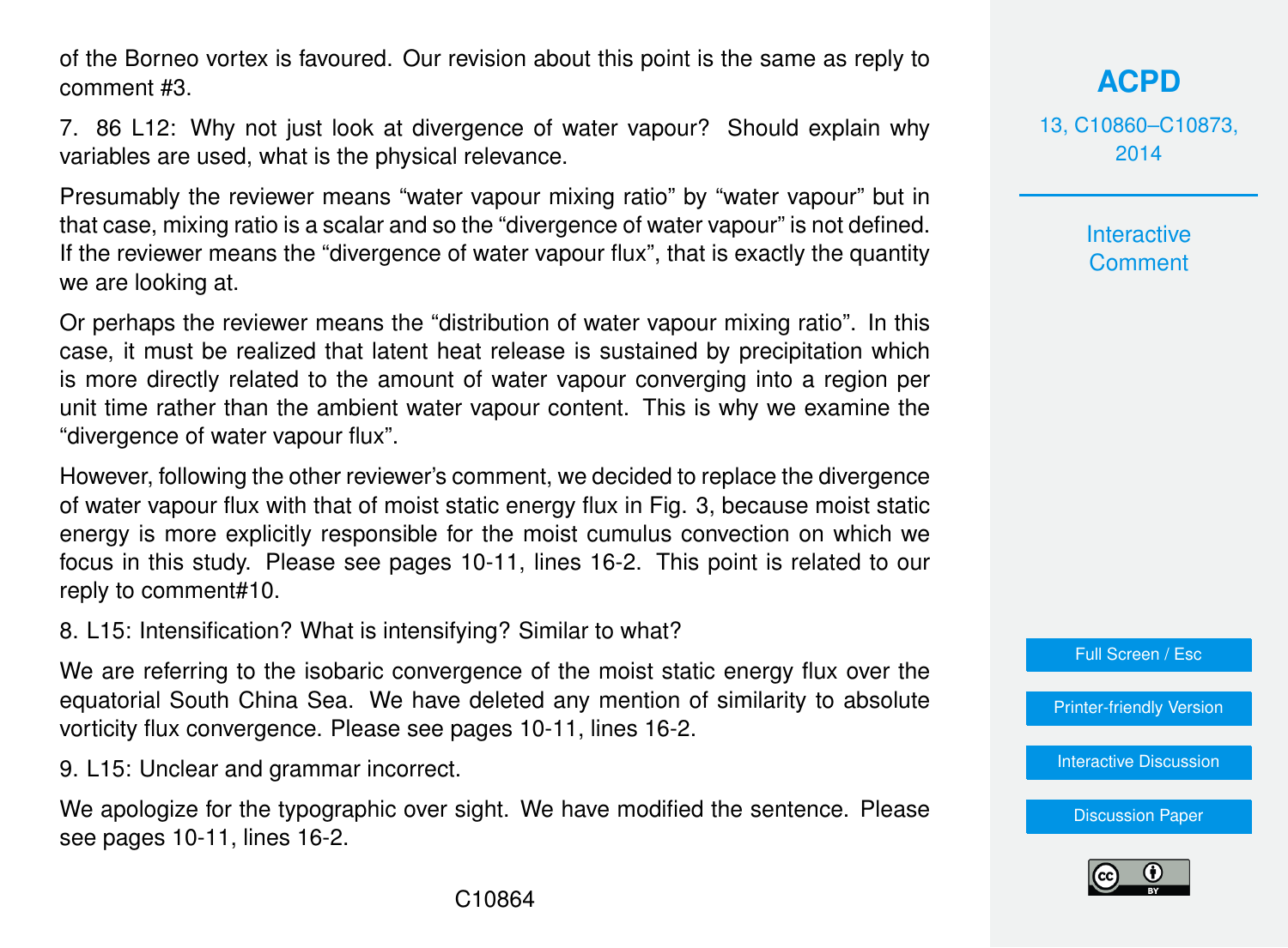of the Borneo vortex is favoured. Our revision about this point is the same as reply to comment #3.

7. 86 L12: Why not just look at divergence of water vapour? Should explain why variables are used, what is the physical relevance.

Presumably the reviewer means "water vapour mixing ratio" by "water vapour" but in that case, mixing ratio is a scalar and so the "divergence of water vapour" is not defined. If the reviewer means the "divergence of water vapour flux", that is exactly the quantity we are looking at.

Or perhaps the reviewer means the "distribution of water vapour mixing ratio". In this case, it must be realized that latent heat release is sustained by precipitation which is more directly related to the amount of water vapour converging into a region per unit time rather than the ambient water vapour content. This is why we examine the "divergence of water vapour flux".

However, following the other reviewer's comment, we decided to replace the divergence of water vapour flux with that of moist static energy flux in Fig. 3, because moist static energy is more explicitly responsible for the moist cumulus convection on which we focus in this study. Please see pages 10-11, lines 16-2. This point is related to our reply to comment#10.

8. L15: Intensification? What is intensifying? Similar to what?

We are referring to the isobaric convergence of the moist static energy flux over the equatorial South China Sea. We have deleted any mention of similarity to absolute vorticity flux convergence. Please see pages 10-11, lines 16-2.

9. L15: Unclear and grammar incorrect.

We apologize for the typographic over sight. We have modified the sentence. Please see pages 10-11, lines 16-2.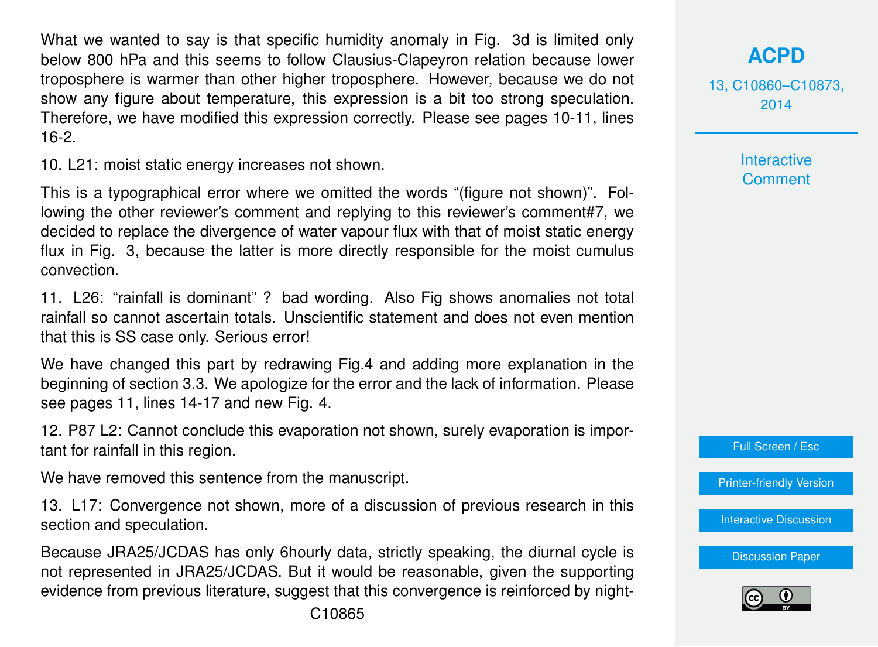What we wanted to say is that specific humidity anomaly in Fig. 3d is limited only below 800 hPa and this seems to follow Clausius-Clapeyron relation because lower troposphere is warmer than other higher troposphere. However, because we do not show any figure about temperature, this expression is a bit too strong speculation. Therefore, we have modified this expression correctly. Please see pages 10-11, lines 16-2.

10. L21: moist static energy increases not shown.

This is a typographical error where we omitted the words "(figure not shown)". Following the other reviewer's comment and replying to this reviewer's comment#7, we decided to replace the divergence of water vapour flux with that of moist static energy flux in Fig. 3, because the latter is more directly responsible for the moist cumulus convection.

11. L26: "rainfall is dominant" ? bad wording. Also Fig shows anomalies not total rainfall so cannot ascertain totals. Unscientific statement and does not even mention that this is SS case only. Serious error!

We have changed this part by redrawing Fig.4 and adding more explanation in the beginning of section 3.3. We apologize for the error and the lack of information. Please see pages 11, lines 14-17 and new Fig. 4.

12. P87 L2: Cannot conclude this evaporation not shown, surely evaporation is important for rainfall in this region.

We have removed this sentence from the manuscript.

13. L17: Convergence not shown, more of a discussion of previous research in this section and speculation.

Because JRA25/JCDAS has only 6hourly data, strictly speaking, the diurnal cycle is not represented in JRA25/JCDAS. But it would be reasonable, given the supporting evidence from previous literature, suggest that this convergence is reinforced by night-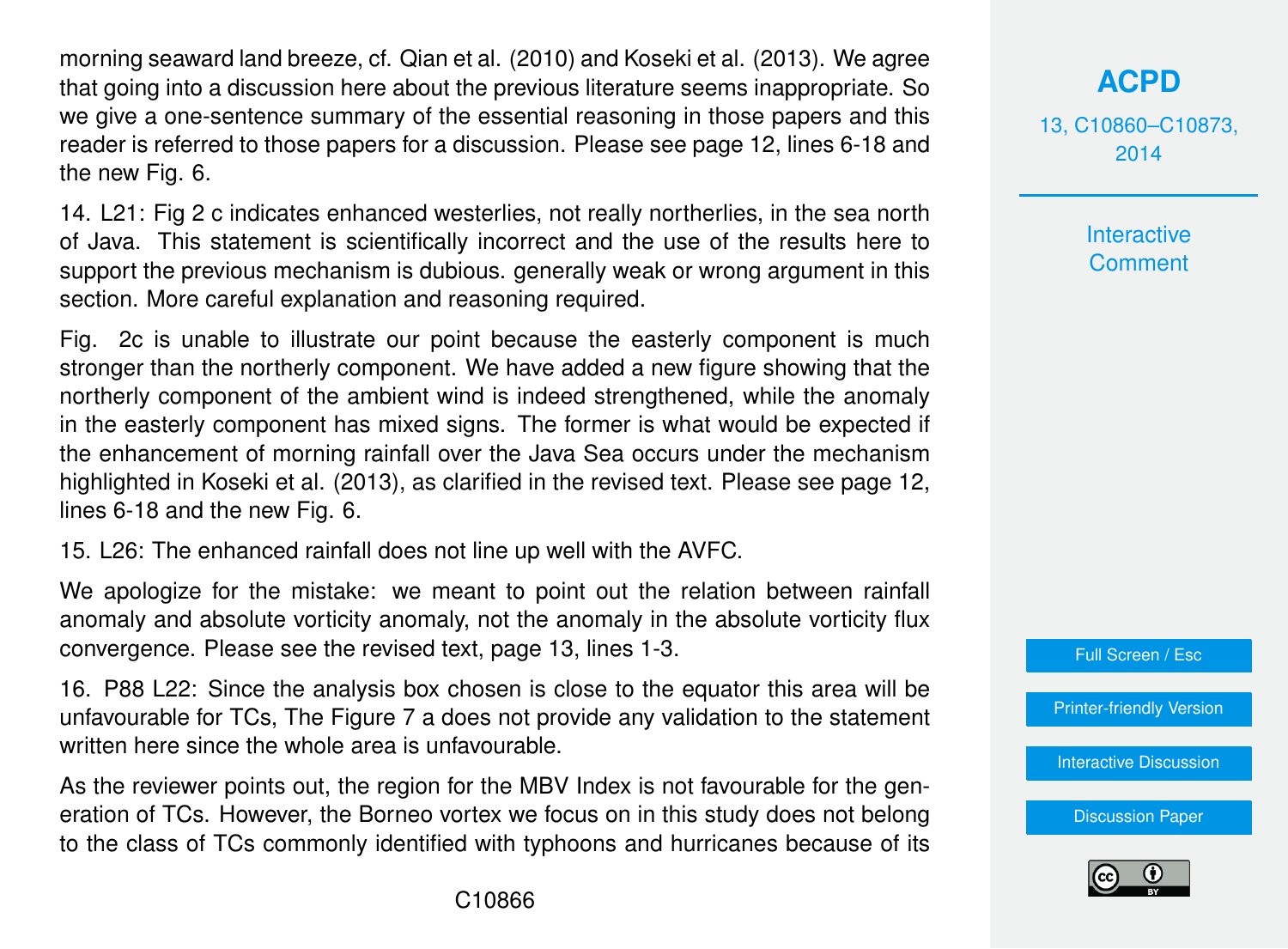morning seaward land breeze, cf. Qian et al. (2010) and Koseki et al. (2013). We agree that going into a discussion here about the previous literature seems inappropriate. So we give a one-sentence summary of the essential reasoning in those papers and this reader is referred to those papers for a discussion. Please see page 12, lines 6-18 and the new Fig. 6.

14. L21: Fig 2 c indicates enhanced westerlies, not really northerlies, in the sea north of Java. This statement is scientifically incorrect and the use of the results here to support the previous mechanism is dubious. generally weak or wrong argument in this section. More careful explanation and reasoning required.

Fig. 2c is unable to illustrate our point because the easterly component is much stronger than the northerly component. We have added a new figure showing that the northerly component of the ambient wind is indeed strengthened, while the anomaly in the easterly component has mixed signs. The former is what would be expected if the enhancement of morning rainfall over the Java Sea occurs under the mechanism highlighted in Koseki et al. (2013), as clarified in the revised text. Please see page 12, lines 6-18 and the new Fig. 6.

15. L26: The enhanced rainfall does not line up well with the AVFC.

We apologize for the mistake: we meant to point out the relation between rainfall anomaly and absolute vorticity anomaly, not the anomaly in the absolute vorticity flux convergence. Please see the revised text, page 13, lines 1-3.

16. P88 L22: Since the analysis box chosen is close to the equator this area will be unfavourable for TCs, The Figure 7 a does not provide any validation to the statement written here since the whole area is unfavourable.

As the reviewer points out, the region for the MBV Index is not favourable for the generation of TCs. However, the Borneo vortex we focus on in this study does not belong to the class of TCs commonly identified with typhoons and hurricanes because of its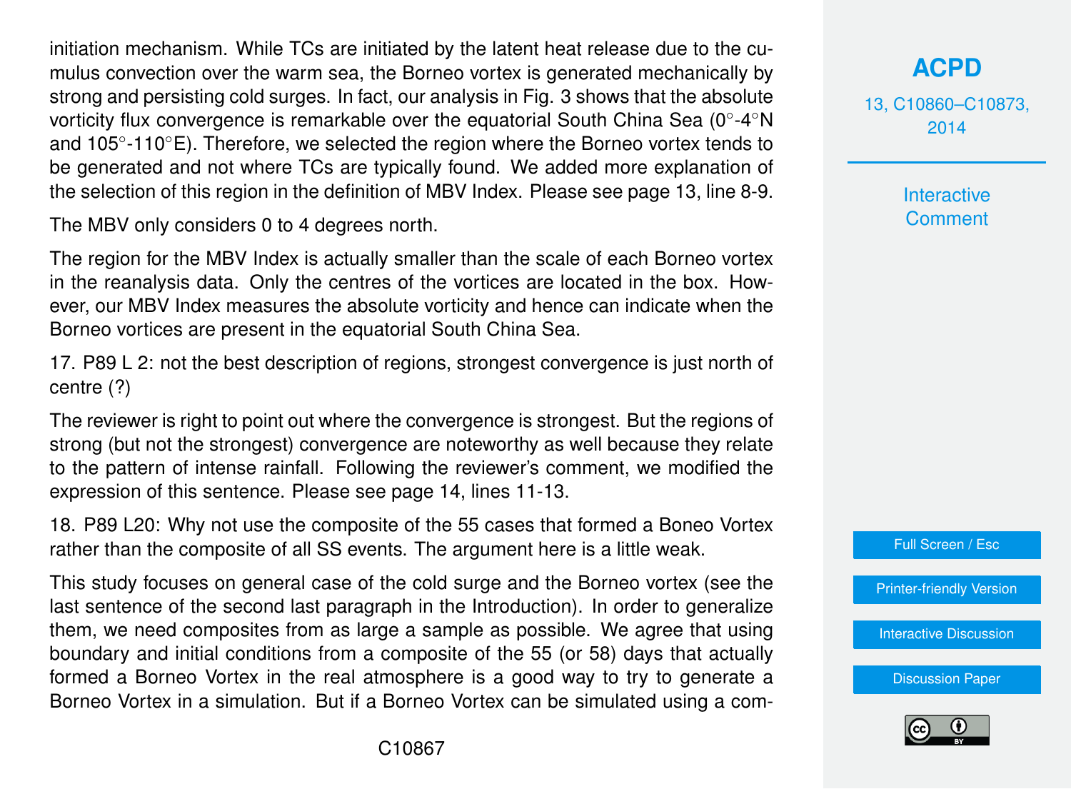initiation mechanism. While TCs are initiated by the latent heat release due to the cumulus convection over the warm sea, the Borneo vortex is generated mechanically by strong and persisting cold surges. In fact, our analysis in Fig. 3 shows that the absolute vorticity flux convergence is remarkable over the equatorial South China Sea (0°-4°N and 105°-110°E). Therefore, we selected the region where the Borneo vortex tends to be generated and not where TCs are typically found. We added more explanation of the selection of this region in the definition of MBV Index. Please see page 13, line 8-9.

The MBV only considers 0 to 4 degrees north.

The region for the MBV Index is actually smaller than the scale of each Borneo vortex in the reanalysis data. Only the centres of the vortices are located in the box. However, our MBV Index measures the absolute vorticity and hence can indicate when the Borneo vortices are present in the equatorial South China Sea.

17. P89 L 2: not the best description of regions, strongest convergence is just north of centre (?)

The reviewer is right to point out where the convergence is strongest. But the regions of strong (but not the strongest) convergence are noteworthy as well because they relate to the pattern of intense rainfall. Following the reviewer's comment, we modified the expression of this sentence. Please see page 14, lines 11-13.

18. P89 L20: Why not use the composite of the 55 cases that formed a Boneo Vortex rather than the composite of all SS events. The argument here is a little weak.

This study focuses on general case of the cold surge and the Borneo vortex (see the last sentence of the second last paragraph in the Introduction). In order to generalize them, we need composites from as large a sample as possible. We agree that using boundary and initial conditions from a composite of the 55 (or 58) days that actually formed a Borneo Vortex in the real atmosphere is a good way to try to generate a Borneo Vortex in a simulation. But if a Borneo Vortex can be simulated using a com-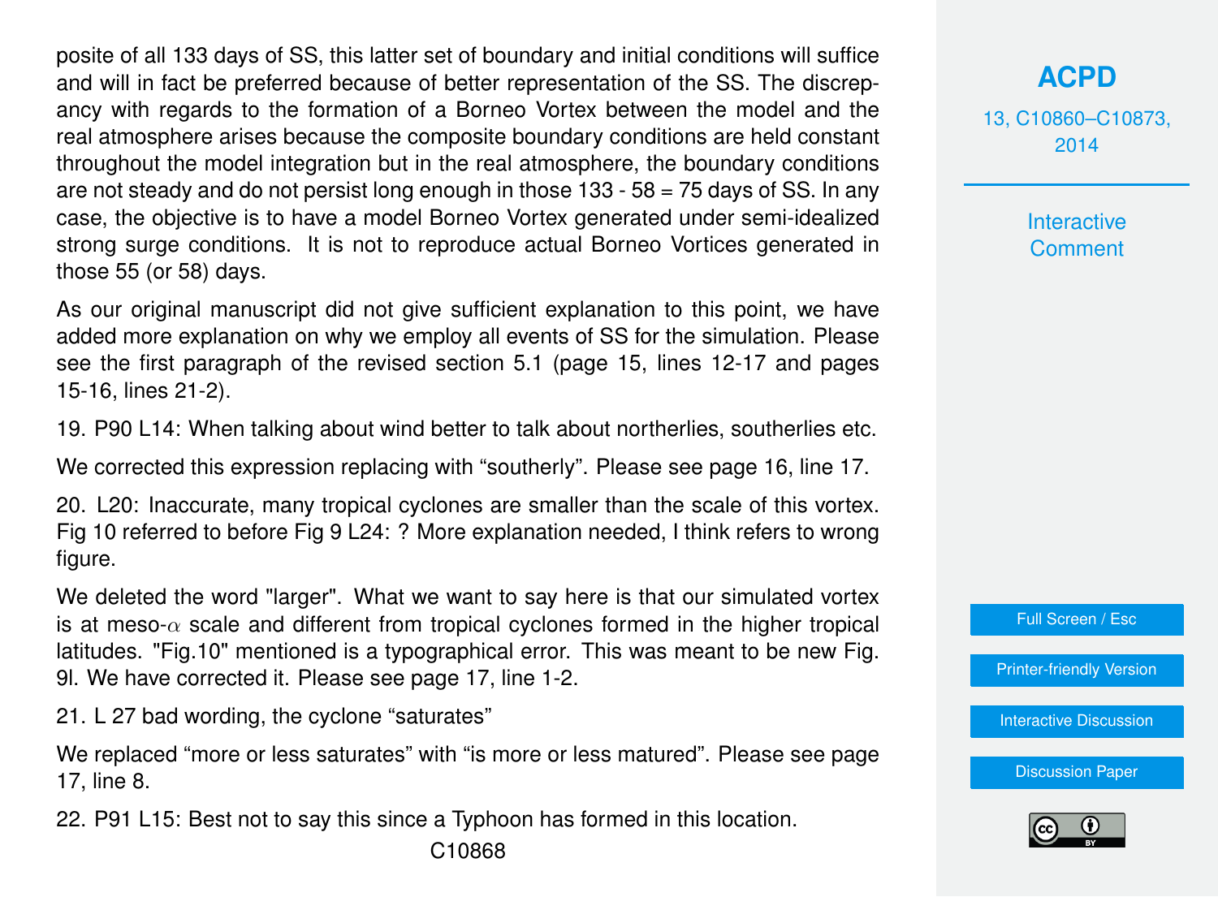posite of all 133 days of SS, this latter set of boundary and initial conditions will suffice and will in fact be preferred because of better representation of the SS. The discrepancy with regards to the formation of a Borneo Vortex between the model and the real atmosphere arises because the composite boundary conditions are held constant throughout the model integration but in the real atmosphere, the boundary conditions are not steady and do not persist long enough in those 133 - 58 = 75 days of SS. In any case, the objective is to have a model Borneo Vortex generated under semi-idealized strong surge conditions. It is not to reproduce actual Borneo Vortices generated in those 55 (or 58) days.

As our original manuscript did not give sufficient explanation to this point, we have added more explanation on why we employ all events of SS for the simulation. Please see the first paragraph of the revised section 5.1 (page 15, lines 12-17 and pages 15-16, lines 21-2).

19. P90 L14: When talking about wind better to talk about northerlies, southerlies etc.

We corrected this expression replacing with “southerly”. Please see page 16, line 17.

20. L20: Inaccurate, many tropical cyclones are smaller than the scale of this vortex. Fig 10 referred to before Fig 9 L24: ? More explanation needed, I think refers to wrong figure.

We deleted the word "larger". What we want to say here is that our simulated vortex is at meso-$\alpha$ scale and different from tropical cyclones formed in the higher tropical latitudes. "Fig.10" mentioned is a typographical error. This was meant to be new Fig. 9l. We have corrected it. Please see page 17, line 1-2.

21. L 27 bad wording, the cyclone “saturates”

We replaced “more or less saturates” with “is more or less matured”. Please see page 17, line 8.

22. P91 L15: Best not to say this since a Typhoon has formed in this location.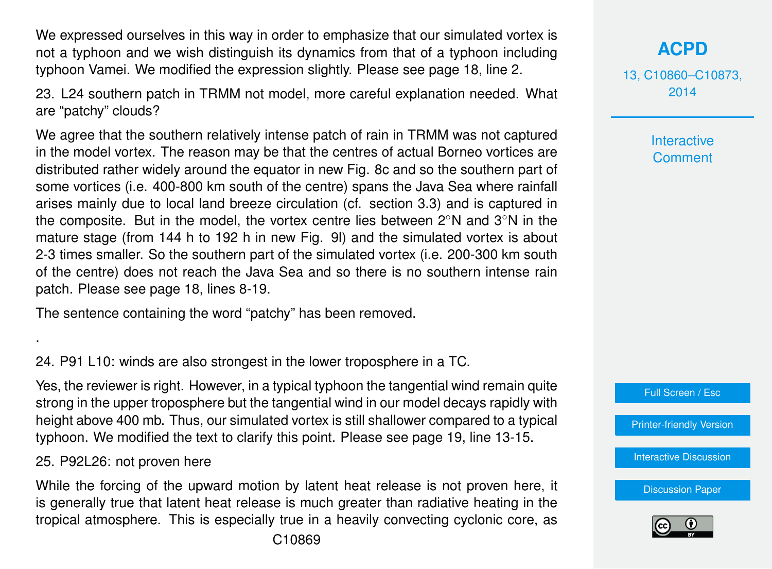We expressed ourselves in this way in order to emphasize that our simulated vortex is not a typhoon and we wish distinguish its dynamics from that of a typhoon including typhoon Vamei. We modified the expression slightly. Please see page 18, line 2.

23. L24 southern patch in TRMM not model, more careful explanation needed. What are "patchy" clouds?

We agree that the southern relatively intense patch of rain in TRMM was not captured in the model vortex. The reason may be that the centres of actual Borneo vortices are distributed rather widely around the equator in new Fig. 8c and so the southern part of some vortices (i.e. 400-800 km south of the centre) spans the Java Sea where rainfall arises mainly due to local land breeze circulation (cf. section 3.3) and is captured in the composite. But in the model, the vortex centre lies between 2°N and 3°N in the mature stage (from 144 h to 192 h in new Fig. 9l) and the simulated vortex is about 2-3 times smaller. So the southern part of the simulated vortex (i.e. 200-300 km south of the centre) does not reach the Java Sea and so there is no southern intense rain patch. Please see page 18, lines 8-19.

The sentence containing the word "patchy" has been removed.

.

24. P91 L10: winds are also strongest in the lower troposphere in a TC.

Yes, the reviewer is right. However, in a typical typhoon the tangential wind remain quite strong in the upper troposphere but the tangential wind in our model decays rapidly with height above 400 mb. Thus, our simulated vortex is still shallower compared to a typical typhoon. We modified the text to clarify this point. Please see page 19, line 13-15.

25. P92L26: not proven here

While the forcing of the upward motion by latent heat release is not proven here, it is generally true that latent heat release is much greater than radiative heating in the tropical atmosphere. This is especially true in a heavily convecting cyclonic core, as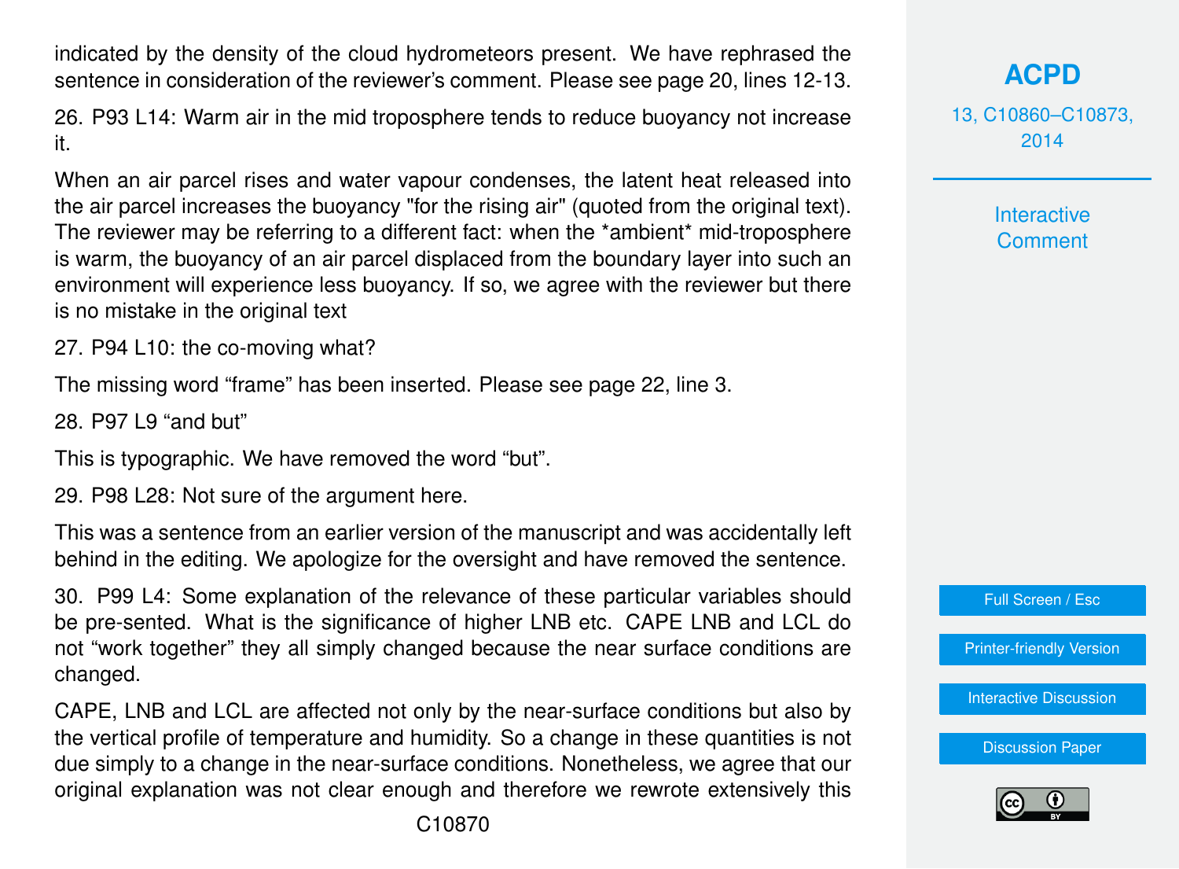indicated by the density of the cloud hydrometeors present. We have rephrased the sentence in consideration of the reviewer's comment. Please see page 20, lines 12-13.

26. P93 L14: Warm air in the mid troposphere tends to reduce buoyancy not increase it.

When an air parcel rises and water vapour condenses, the latent heat released into the air parcel increases the buoyancy "for the rising air" (quoted from the original text). The reviewer may be referring to a different fact: when the *ambient* mid-troposphere is warm, the buoyancy of an air parcel displaced from the boundary layer into such an environment will experience less buoyancy. If so, we agree with the reviewer but there is no mistake in the original text

27. P94 L10: the co-moving what?

The missing word "frame" has been inserted. Please see page 22, line 3.

28. P97 L9 "and but"

This is typographic. We have removed the word "but".

29. P98 L28: Not sure of the argument here.

This was a sentence from an earlier version of the manuscript and was accidentally left behind in the editing. We apologize for the oversight and have removed the sentence.

30. P99 L4: Some explanation of the relevance of these particular variables should be pre-sented. What is the significance of higher LNB etc. CAPE LNB and LCL do not "work together" they all simply changed because the near surface conditions are changed.

CAPE, LNB and LCL are affected not only by the near-surface conditions but also by the vertical profile of temperature and humidity. So a change in these quantities is not due simply to a change in the near-surface conditions. Nonetheless, we agree that our original explanation was not clear enough and therefore we rewrote extensively this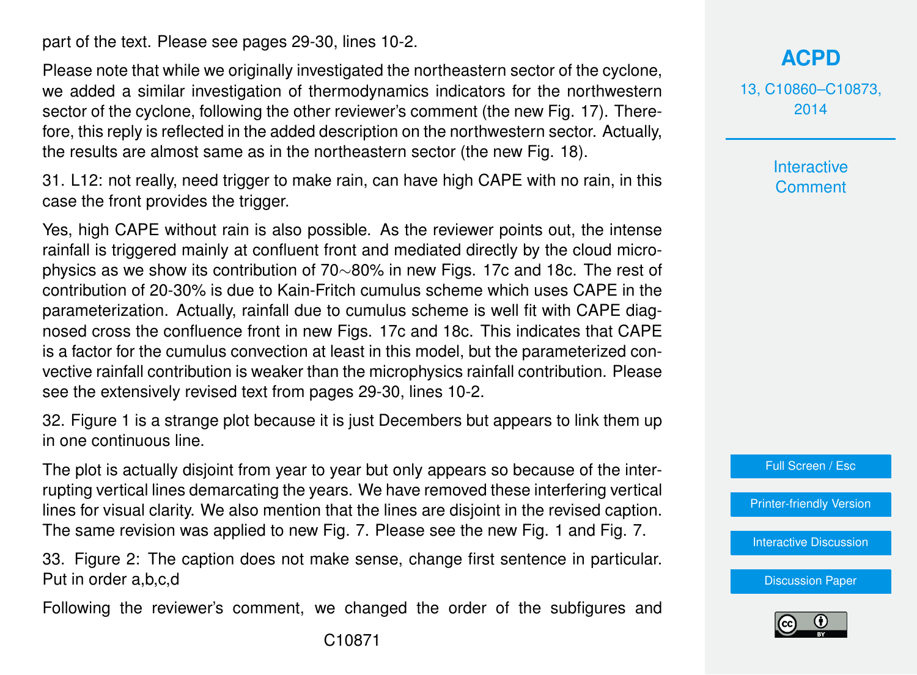part of the text. Please see pages 29-30, lines 10-2.

Please note that while we originally investigated the northeastern sector of the cyclone, we added a similar investigation of thermodynamics indicators for the northwestern sector of the cyclone, following the other reviewer's comment (the new Fig. 17). Therefore, this reply is reflected in the added description on the northwestern sector. Actually, the results are almost same as in the northeastern sector (the new Fig. 18).

31. L12: not really, need trigger to make rain, can have high CAPE with no rain, in this case the front provides the trigger.

Yes, high CAPE without rain is also possible. As the reviewer points out, the intense rainfall is triggered mainly at confluent front and mediated directly by the cloud microphysics as we show its contribution of 70$\sim$80% in new Figs. 17c and 18c. The rest of contribution of 20-30% is due to Kain-Fritch cumulus scheme which uses CAPE in the parameterization. Actually, rainfall due to cumulus scheme is well fit with CAPE diagnosed cross the confluence front in new Figs. 17c and 18c. This indicates that CAPE is a factor for the cumulus convection at least in this model, but the parameterized convective rainfall contribution is weaker than the microphysics rainfall contribution. Please see the extensively revised text from pages 29-30, lines 10-2.

32. Figure 1 is a strange plot because it is just Decembers but appears to link them up in one continuous line.

The plot is actually disjoint from year to year but only appears so because of the interrupting vertical lines demarcating the years. We have removed these interfering vertical lines for visual clarity. We also mention that the lines are disjoint in the revised caption. The same revision was applied to new Fig. 7. Please see the new Fig. 1 and Fig. 7.

33. Figure 2: The caption does not make sense, change first sentence in particular. Put in order a,b,c,d

Following the reviewer's comment, we changed the order of the subfigures and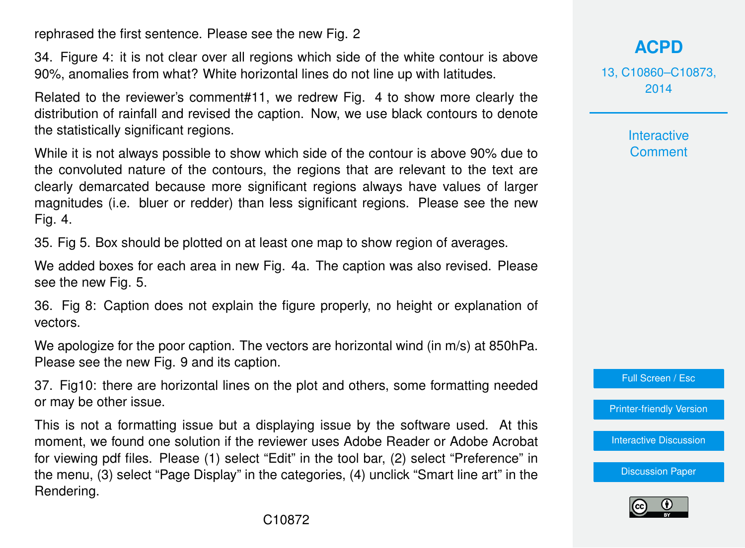rephrased the first sentence. Please see the new Fig. 2

34. Figure 4: it is not clear over all regions which side of the white contour is above 90%, anomalies from what? White horizontal lines do not line up with latitudes.

Related to the reviewer's comment#11, we redrew Fig. 4 to show more clearly the distribution of rainfall and revised the caption. Now, we use black contours to denote the statistically significant regions.

While it is not always possible to show which side of the contour is above 90% due to the convoluted nature of the contours, the regions that are relevant to the text are clearly demarcated because more significant regions always have values of larger magnitudes (i.e. bluer or redder) than less significant regions. Please see the new Fig. 4.

35. Fig 5. Box should be plotted on at least one map to show region of averages.

We added boxes for each area in new Fig. 4a. The caption was also revised. Please see the new Fig. 5.

36. Fig 8: Caption does not explain the figure properly, no height or explanation of vectors.

We apologize for the poor caption. The vectors are horizontal wind (in m/s) at 850hPa. Please see the new Fig. 9 and its caption.

37. Fig10: there are horizontal lines on the plot and others, some formatting needed or may be other issue.

This is not a formatting issue but a displaying issue by the software used. At this moment, we found one solution if the reviewer uses Adobe Reader or Adobe Acrobat for viewing pdf files. Please (1) select "Edit" in the tool bar, (2) select "Preference" in the menu, (3) select "Page Display" in the categories, (4) unclick "Smart line art" in the Rendering.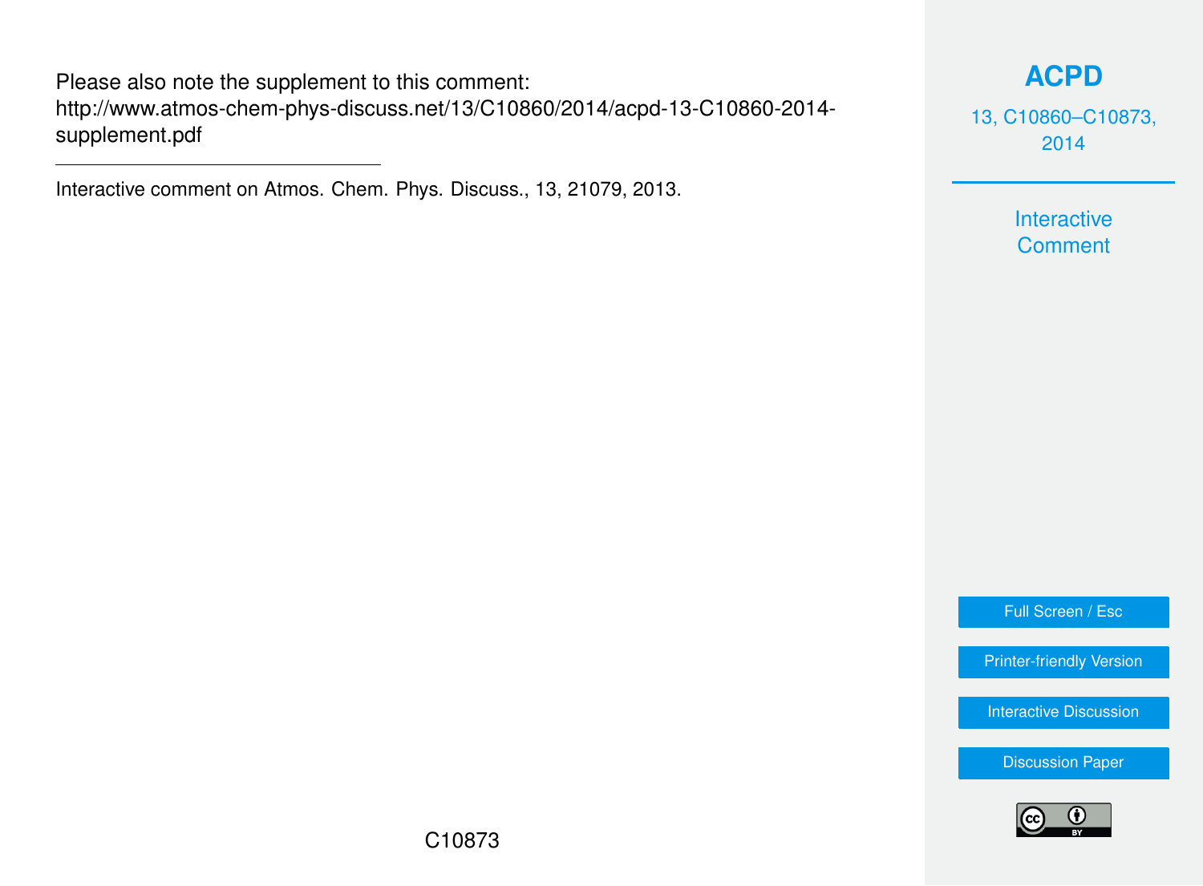Please also note the supplement to this comment:
http://www.atmos-chem-phys-discuss.net/13/C10860/2014/acpd-13-C10860-2014-supplement.pdf

---

Interactive comment on Atmos. Chem. Phys. Discuss., 13, 21079, 2013.